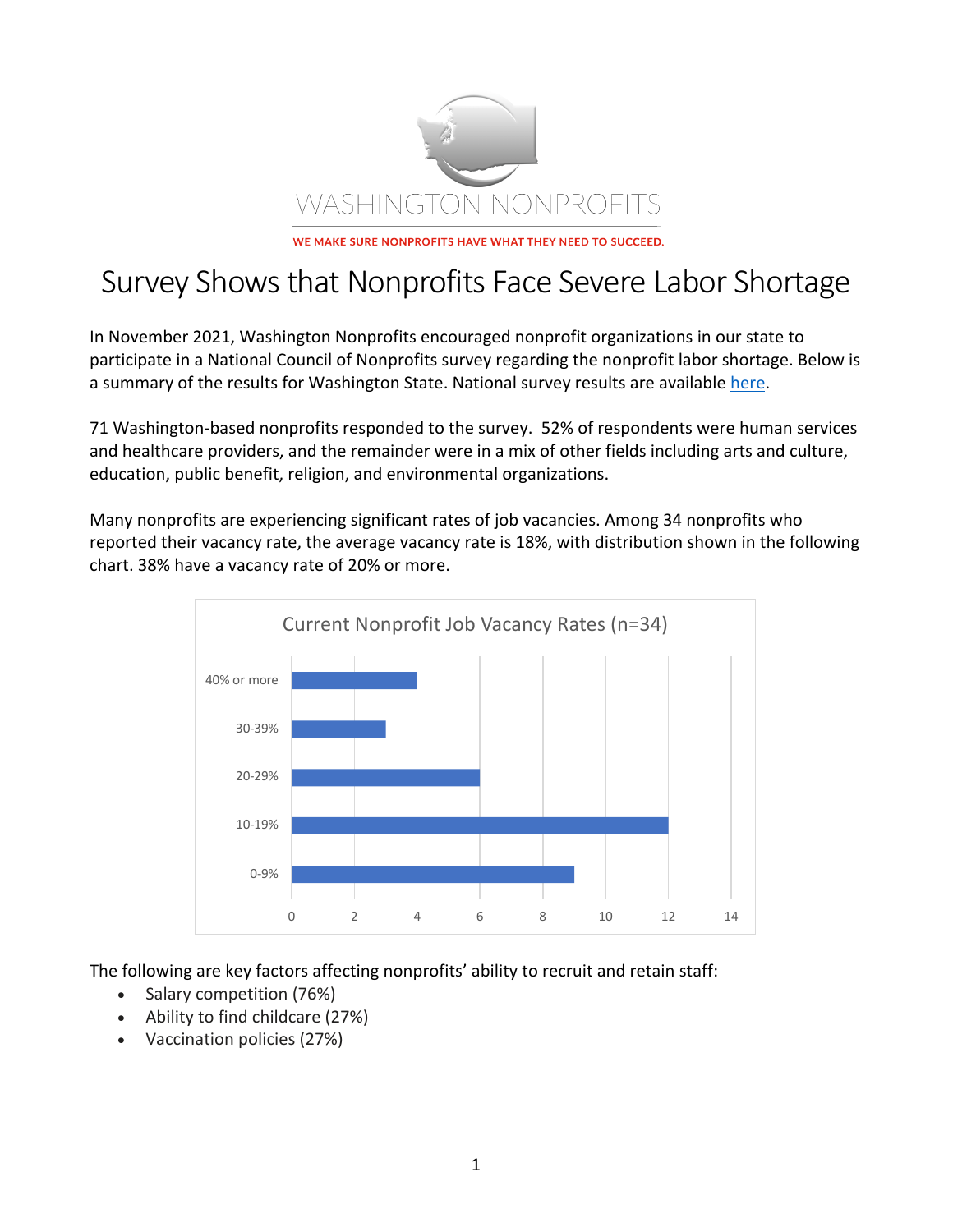WASHINGTON NONPROFITS

WE MAKE SURE NONPROFITS HAVE WHAT THEY NEED TO SUCCEED.

# Survey Shows that Nonprofits Face Severe Labor Shortage

In November 2021, Washington Nonprofits encouraged nonprofit organizations in our state to participate in a National Council of Nonprofits survey regarding the nonprofit labor shortage. Below is a summary of the results for Washington State. National survey results are available here.

71 Washington-based nonprofits responded to the survey. 52% of respondents were human services and healthcare providers, and the remainder were in a mix of other fields including arts and culture, education, public benefit, religion, and environmental organizations.

Many nonprofits are experiencing significant rates of job vacancies. Among 34 nonprofits who reported their vacancy rate, the average vacancy rate is 18%, with distribution shown in the following chart. 38% have a vacancy rate of 20% or more.

Current Nonprofit Job Vacancy Rates (n=34)

| Vacancy Rate | Number of Nonprofits |
| --- | --- |
| 40% or more | 4 |
| 30-39% | 3 |
| 20-29% | 6 |
| 10-19% | 12 |
| 0-9% | 9 |

The following are key factors affecting nonprofits' ability to recruit and retain staff:

- Salary competition (76%)
- Ability to find childcare (27%)
- Vaccination policies (27%)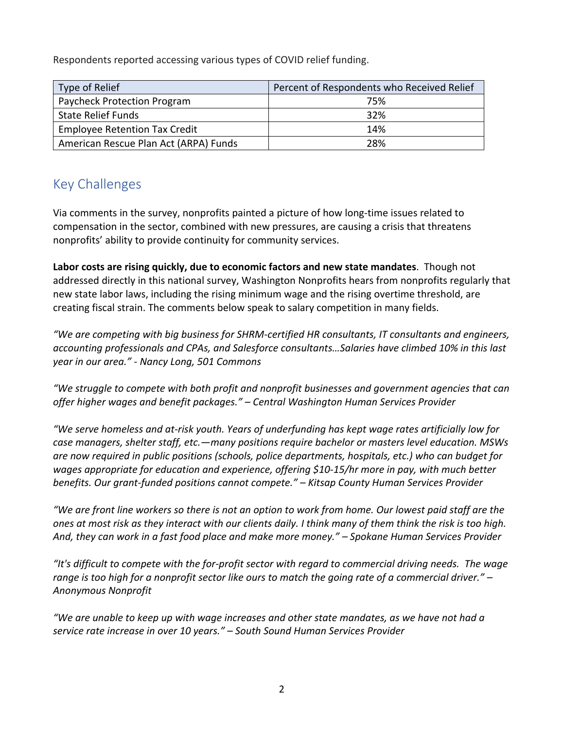Respondents reported accessing various types of COVID relief funding.

| Type of Relief | Percent of Respondents who Received Relief |
| --- | --- |
| Paycheck Protection Program | 75% |
| State Relief Funds | 32% |
| Employee Retention Tax Credit | 14% |
| American Rescue Plan Act (ARPA) Funds | 28% |

## Key Challenges

Via comments in the survey, nonprofits painted a picture of how long-time issues related to compensation in the sector, combined with new pressures, are causing a crisis that threatens nonprofits' ability to provide continuity for community services.

**Labor costs are rising quickly, due to economic factors and new state mandates**. Though not addressed directly in this national survey, Washington Nonprofits hears from nonprofits regularly that new state labor laws, including the rising minimum wage and the rising overtime threshold, are creating fiscal strain. The comments below speak to salary competition in many fields.

*"We are competing with big business for SHRM-certified HR consultants, IT consultants and engineers, accounting professionals and CPAs, and Salesforce consultants…Salaries have climbed 10% in this last year in our area." - Nancy Long, 501 Commons*

*"We struggle to compete with both profit and nonprofit businesses and government agencies that can offer higher wages and benefit packages." – Central Washington Human Services Provider*

*"We serve homeless and at-risk youth. Years of underfunding has kept wage rates artificially low for case managers, shelter staff, etc.—many positions require bachelor or masters level education. MSWs are now required in public positions (schools, police departments, hospitals, etc.) who can budget for wages appropriate for education and experience, offering $10-15/hr more in pay, with much better benefits. Our grant-funded positions cannot compete." – Kitsap County Human Services Provider*

*"We are front line workers so there is not an option to work from home. Our lowest paid staff are the ones at most risk as they interact with our clients daily. I think many of them think the risk is too high. And, they can work in a fast food place and make more money." – Spokane Human Services Provider*

*"It's difficult to compete with the for-profit sector with regard to commercial driving needs. The wage range is too high for a nonprofit sector like ours to match the going rate of a commercial driver." – Anonymous Nonprofit*

*"We are unable to keep up with wage increases and other state mandates, as we have not had a service rate increase in over 10 years." – South Sound Human Services Provider*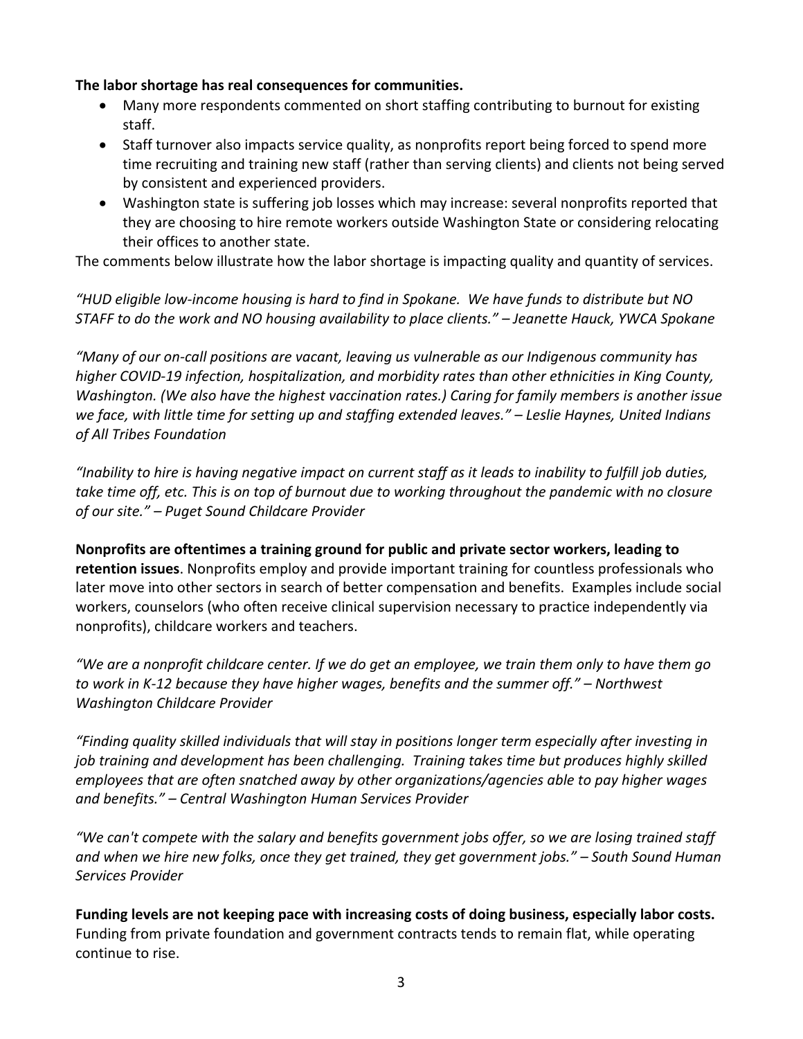**The labor shortage has real consequences for communities.**

- Many more respondents commented on short staffing contributing to burnout for existing staff.
- Staff turnover also impacts service quality, as nonprofits report being forced to spend more time recruiting and training new staff (rather than serving clients) and clients not being served by consistent and experienced providers.
- Washington state is suffering job losses which may increase: several nonprofits reported that they are choosing to hire remote workers outside Washington State or considering relocating their offices to another state.

The comments below illustrate how the labor shortage is impacting quality and quantity of services.

*"HUD eligible low-income housing is hard to find in Spokane. We have funds to distribute but NO STAFF to do the work and NO housing availability to place clients." – Jeanette Hauck, YWCA Spokane*

*"Many of our on-call positions are vacant, leaving us vulnerable as our Indigenous community has higher COVID-19 infection, hospitalization, and morbidity rates than other ethnicities in King County, Washington. (We also have the highest vaccination rates.) Caring for family members is another issue we face, with little time for setting up and staffing extended leaves." – Leslie Haynes, United Indians of All Tribes Foundation*

*"Inability to hire is having negative impact on current staff as it leads to inability to fulfill job duties, take time off, etc. This is on top of burnout due to working throughout the pandemic with no closure of our site." – Puget Sound Childcare Provider*

**Nonprofits are oftentimes a training ground for public and private sector workers, leading to retention issues**. Nonprofits employ and provide important training for countless professionals who later move into other sectors in search of better compensation and benefits. Examples include social workers, counselors (who often receive clinical supervision necessary to practice independently via nonprofits), childcare workers and teachers.

*"We are a nonprofit childcare center. If we do get an employee, we train them only to have them go to work in K-12 because they have higher wages, benefits and the summer off." – Northwest Washington Childcare Provider*

*"Finding quality skilled individuals that will stay in positions longer term especially after investing in job training and development has been challenging. Training takes time but produces highly skilled employees that are often snatched away by other organizations/agencies able to pay higher wages and benefits." – Central Washington Human Services Provider*

*"We can't compete with the salary and benefits government jobs offer, so we are losing trained staff and when we hire new folks, once they get trained, they get government jobs." – South Sound Human Services Provider*

**Funding levels are not keeping pace with increasing costs of doing business, especially labor costs.** Funding from private foundation and government contracts tends to remain flat, while operating continue to rise.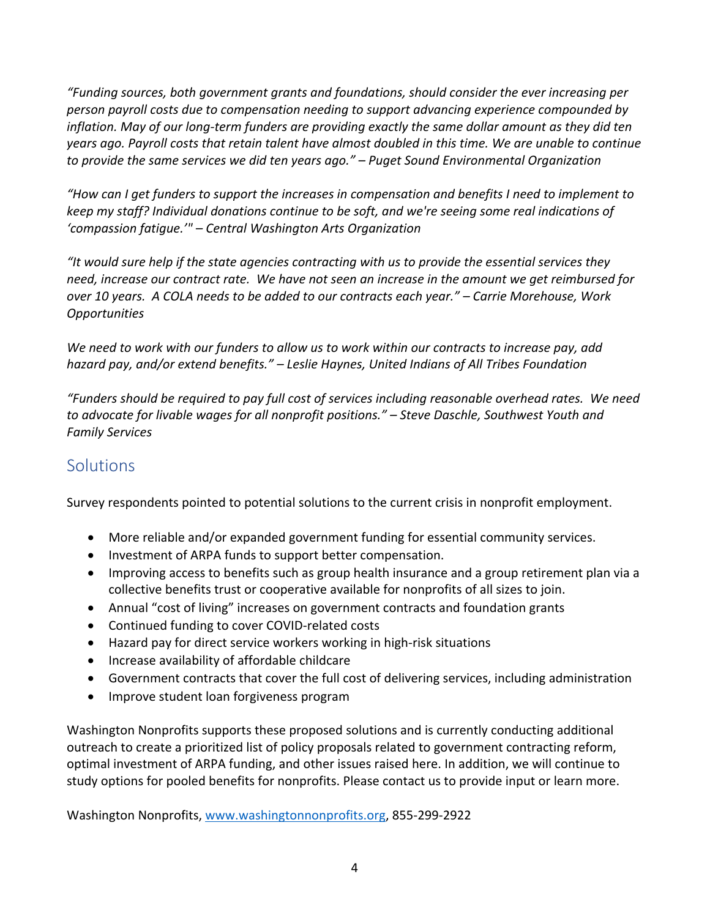*"Funding sources, both government grants and foundations, should consider the ever increasing per person payroll costs due to compensation needing to support advancing experience compounded by inflation. May of our long-term funders are providing exactly the same dollar amount as they did ten years ago. Payroll costs that retain talent have almost doubled in this time. We are unable to continue to provide the same services we did ten years ago." – Puget Sound Environmental Organization*

*"How can I get funders to support the increases in compensation and benefits I need to implement to keep my staff? Individual donations continue to be soft, and we're seeing some real indications of 'compassion fatigue.'" – Central Washington Arts Organization*

*"It would sure help if the state agencies contracting with us to provide the essential services they need, increase our contract rate. We have not seen an increase in the amount we get reimbursed for over 10 years. A COLA needs to be added to our contracts each year." – Carrie Morehouse, Work Opportunities*

*We need to work with our funders to allow us to work within our contracts to increase pay, add hazard pay, and/or extend benefits." – Leslie Haynes, United Indians of All Tribes Foundation*

*"Funders should be required to pay full cost of services including reasonable overhead rates. We need to advocate for livable wages for all nonprofit positions." – Steve Daschle, Southwest Youth and Family Services*

## Solutions

Survey respondents pointed to potential solutions to the current crisis in nonprofit employment.

- More reliable and/or expanded government funding for essential community services.
- Investment of ARPA funds to support better compensation.
- Improving access to benefits such as group health insurance and a group retirement plan via a collective benefits trust or cooperative available for nonprofits of all sizes to join.
- Annual "cost of living" increases on government contracts and foundation grants
- Continued funding to cover COVID-related costs
- Hazard pay for direct service workers working in high-risk situations
- Increase availability of affordable childcare
- Government contracts that cover the full cost of delivering services, including administration
- Improve student loan forgiveness program

Washington Nonprofits supports these proposed solutions and is currently conducting additional outreach to create a prioritized list of policy proposals related to government contracting reform, optimal investment of ARPA funding, and other issues raised here. In addition, we will continue to study options for pooled benefits for nonprofits. Please contact us to provide input or learn more.

Washington Nonprofits, [www.washingtonnonprofits.org](http://www.washingtonnonprofits.org), 855-299-2922